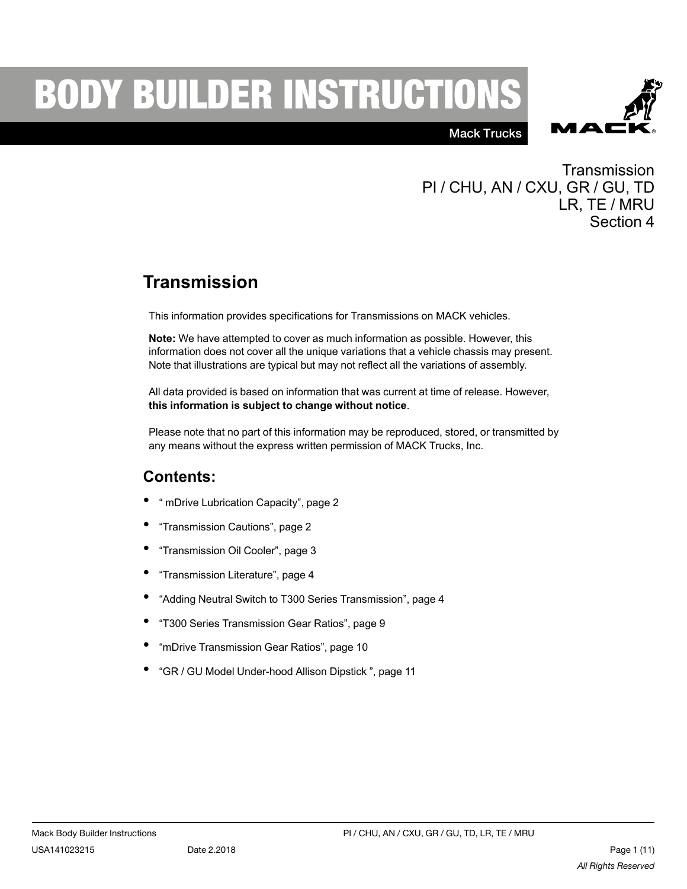# BODY BUILDER INSTRUCTIONS

Mack Trucks

Transmission
PI / CHU, AN / CXU, GR / GU, TD
LR, TE / MRU
Section 4

## Transmission

This information provides specifications for Transmissions on MACK vehicles.

**Note:** We have attempted to cover as much information as possible. However, this information does not cover all the unique variations that a vehicle chassis may present. Note that illustrations are typical but may not reflect all the variations of assembly.

All data provided is based on information that was current at time of release. However, **this information is subject to change without notice**.

Please note that no part of this information may be reproduced, stored, or transmitted by any means without the express written permission of MACK Trucks, Inc.

## Contents:

- “ mDrive Lubrication Capacity”, page 2
- “Transmission Cautions”, page 2
- “Transmission Oil Cooler”, page 3
- “Transmission Literature”, page 4
- “Adding Neutral Switch to T300 Series Transmission”, page 4
- “T300 Series Transmission Gear Ratios”, page 9
- “mDrive Transmission Gear Ratios”, page 10
- “GR / GU Model Under-hood Allison Dipstick ”, page 11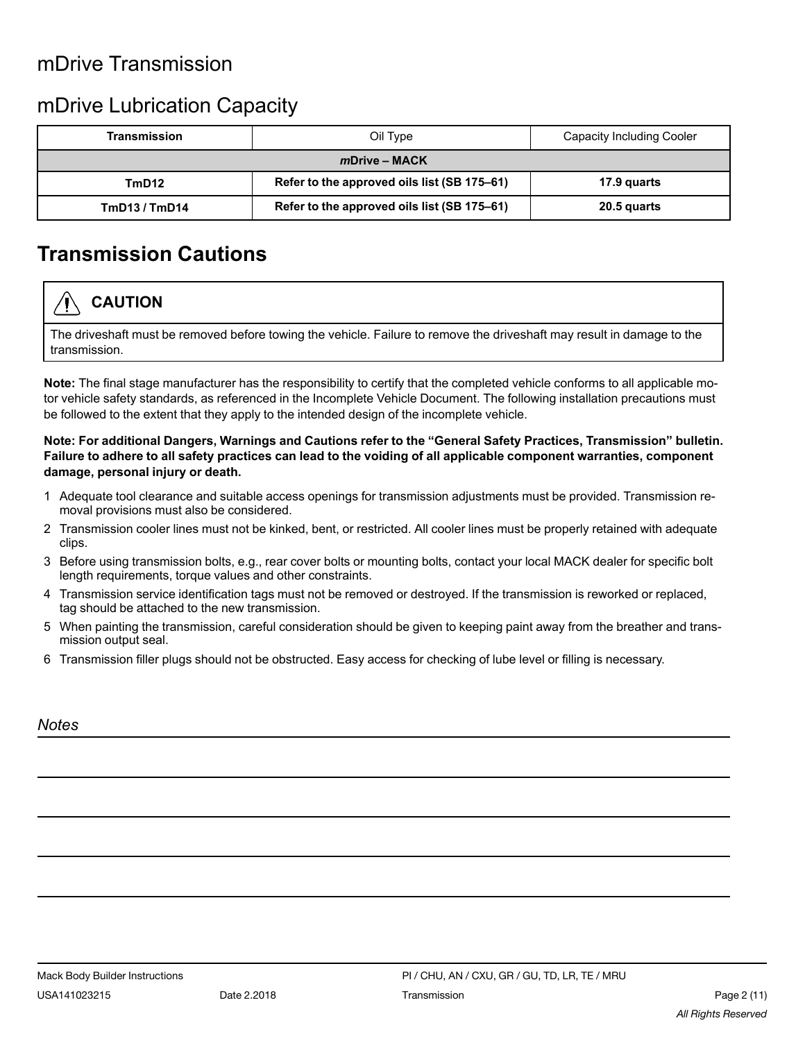# mDrive Transmission

## mDrive Lubrication Capacity

| Transmission | Oil Type | Capacity Including Cooler |
|---|---|---|
| ***m*Drive – MACK** | | |
| **TmD12** | **Refer to the approved oils list (SB 175–61)** | **17.9 quarts** |
| **TmD13 / TmD14** | **Refer to the approved oils list (SB 175–61)** | **20.5 quarts** |

# Transmission Cautions

> **CAUTION**
>
> The driveshaft must be removed before towing the vehicle. Failure to remove the driveshaft may result in damage to the transmission.

**Note:** The final stage manufacturer has the responsibility to certify that the completed vehicle conforms to all applicable motor vehicle safety standards, as referenced in the Incomplete Vehicle Document. The following installation precautions must be followed to the extent that they apply to the intended design of the incomplete vehicle.

**Note: For additional Dangers, Warnings and Cautions refer to the “General Safety Practices, Transmission” bulletin. Failure to adhere to all safety practices can lead to the voiding of all applicable component warranties, component damage, personal injury or death.**

1. Adequate tool clearance and suitable access openings for transmission adjustments must be provided. Transmission removal provisions must also be considered.
2. Transmission cooler lines must not be kinked, bent, or restricted. All cooler lines must be properly retained with adequate clips.
3. Before using transmission bolts, e.g., rear cover bolts or mounting bolts, contact your local MACK dealer for specific bolt length requirements, torque values and other constraints.
4. Transmission service identification tags must not be removed or destroyed. If the transmission is reworked or replaced, tag should be attached to the new transmission.
5. When painting the transmission, careful consideration should be given to keeping paint away from the breather and transmission output seal.
6. Transmission filler plugs should not be obstructed. Easy access for checking of lube level or filling is necessary.

*Notes*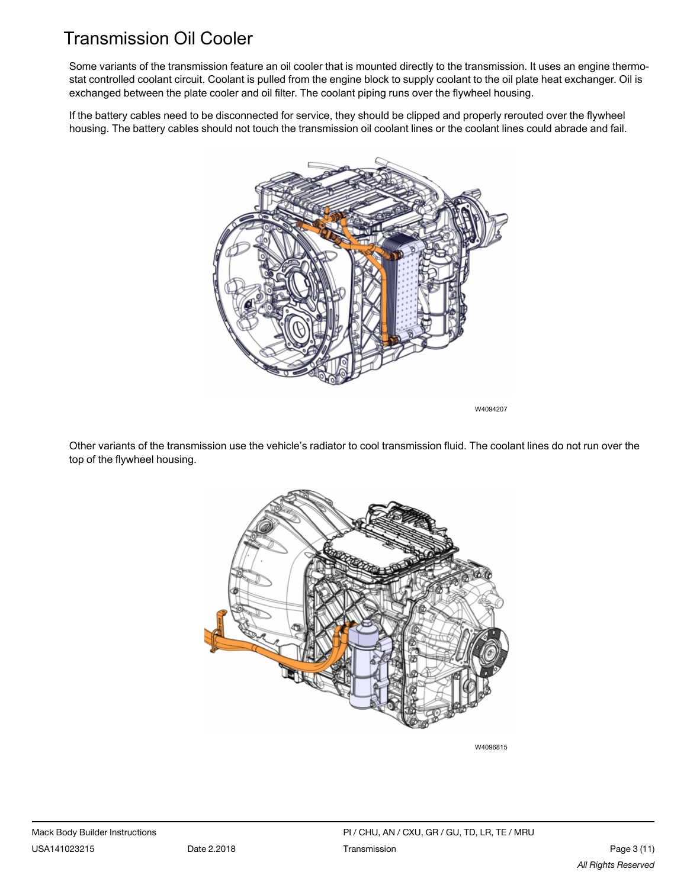# Transmission Oil Cooler

Some variants of the transmission feature an oil cooler that is mounted directly to the transmission. It uses an engine thermostat controlled coolant circuit. Coolant is pulled from the engine block to supply coolant to the oil plate heat exchanger. Oil is exchanged between the plate cooler and oil filter. The coolant piping runs over the flywheel housing.

If the battery cables need to be disconnected for service, they should be clipped and properly rerouted over the flywheel housing. The battery cables should not touch the transmission oil coolant lines or the coolant lines could abrade and fail.

W4094207

Other variants of the transmission use the vehicle's radiator to cool transmission fluid. The coolant lines do not run over the top of the flywheel housing.

W4096815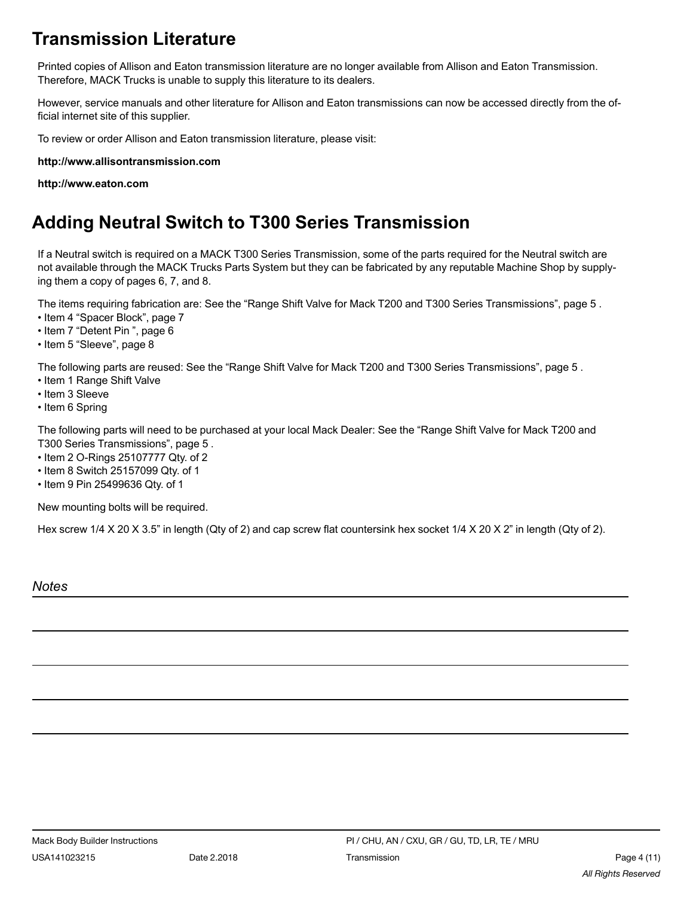## Transmission Literature

Printed copies of Allison and Eaton transmission literature are no longer available from Allison and Eaton Transmission. Therefore, MACK Trucks is unable to supply this literature to its dealers.

However, service manuals and other literature for Allison and Eaton transmissions can now be accessed directly from the official internet site of this supplier.

To review or order Allison and Eaton transmission literature, please visit:

**http://www.allisontransmission.com**

**http://www.eaton.com**

## Adding Neutral Switch to T300 Series Transmission

If a Neutral switch is required on a MACK T300 Series Transmission, some of the parts required for the Neutral switch are not available through the MACK Trucks Parts System but they can be fabricated by any reputable Machine Shop by supplying them a copy of pages 6, 7, and 8.

The items requiring fabrication are: See the "Range Shift Valve for Mack T200 and T300 Series Transmissions", page 5 .

- Item 4 "Spacer Block", page 7
- Item 7 "Detent Pin ", page 6
- Item 5 "Sleeve", page 8

The following parts are reused: See the "Range Shift Valve for Mack T200 and T300 Series Transmissions", page 5 .

- Item 1 Range Shift Valve
- Item 3 Sleeve
- Item 6 Spring

The following parts will need to be purchased at your local Mack Dealer: See the "Range Shift Valve for Mack T200 and T300 Series Transmissions", page 5 .

- Item 2 O-Rings 25107777 Qty. of 2
- Item 8 Switch 25157099 Qty. of 1
- Item 9 Pin 25499636 Qty. of 1

New mounting bolts will be required.

Hex screw 1/4 X 20 X 3.5" in length (Qty of 2) and cap screw flat countersink hex socket 1/4 X 20 X 2" in length (Qty of 2).

*Notes*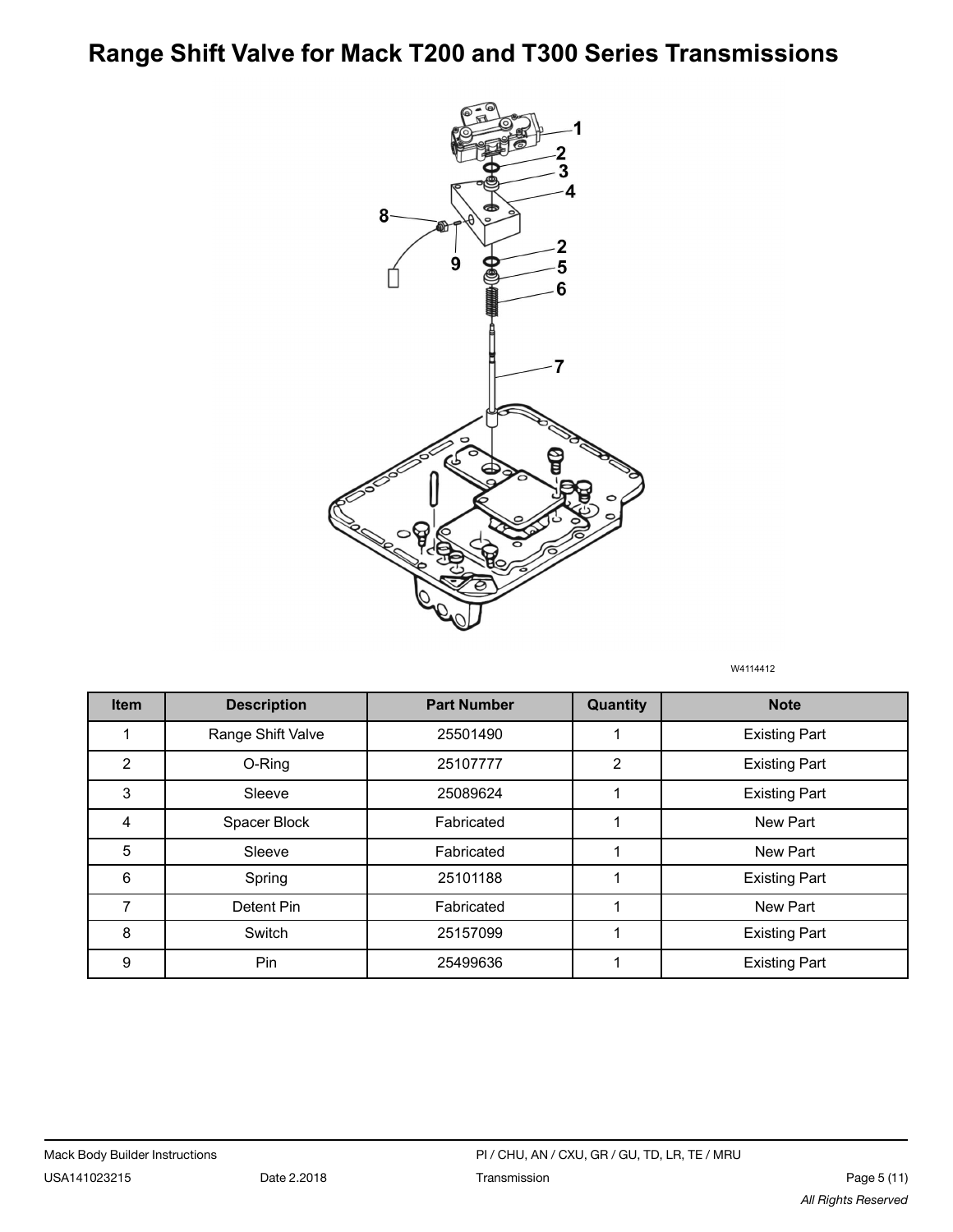# Range Shift Valve for Mack T200 and T300 Series Transmissions

W4114412

| Item | Description | Part Number | Quantity | Note |
|---|---|---|---|---|
| 1 | Range Shift Valve | 25501490 | 1 | Existing Part |
| 2 | O-Ring | 25107777 | 2 | Existing Part |
| 3 | Sleeve | 25089624 | 1 | Existing Part |
| 4 | Spacer Block | Fabricated | 1 | New Part |
| 5 | Sleeve | Fabricated | 1 | New Part |
| 6 | Spring | 25101188 | 1 | Existing Part |
| 7 | Detent Pin | Fabricated | 1 | New Part |
| 8 | Switch | 25157099 | 1 | Existing Part |
| 9 | Pin | 25499636 | 1 | Existing Part |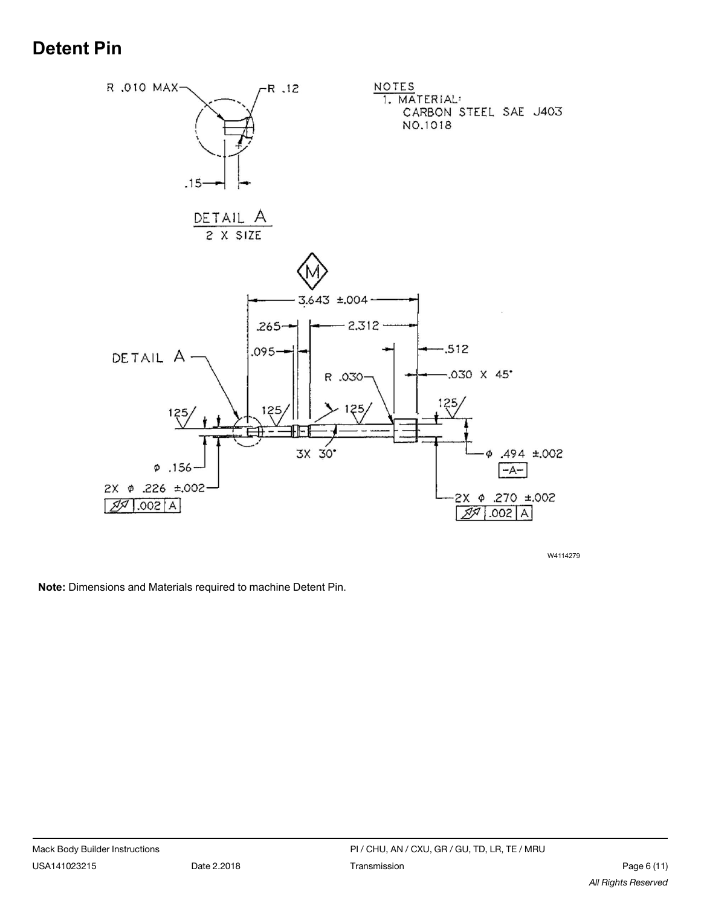# Detent Pin

NOTES
1. MATERIAL:
CARBON STEEL SAE J403
NO.1018

DETAIL A
2 X SIZE

W4114279

**Note:** Dimensions and Materials required to machine Detent Pin.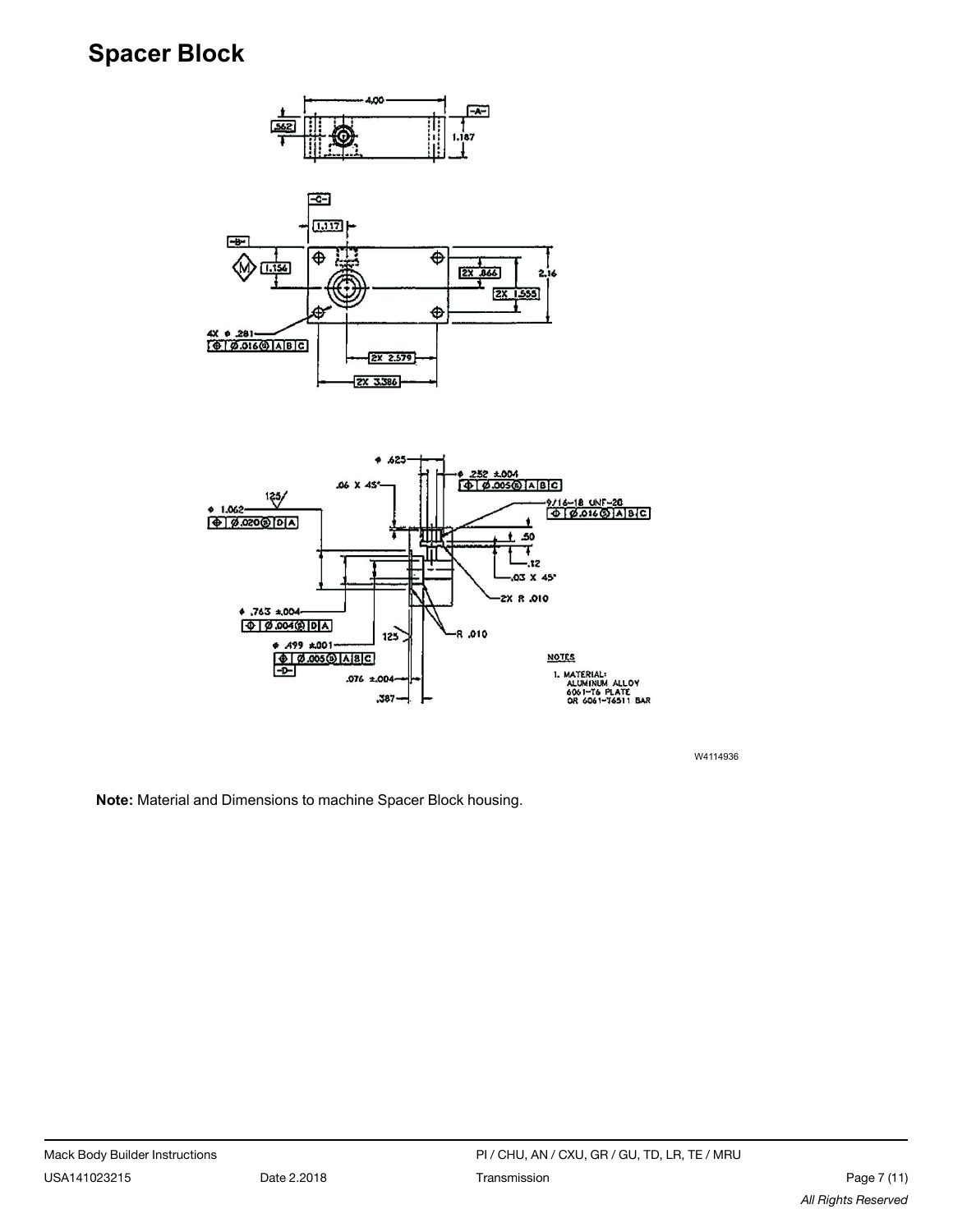## Spacer Block

W4114936

**Note:** Material and Dimensions to machine Spacer Block housing.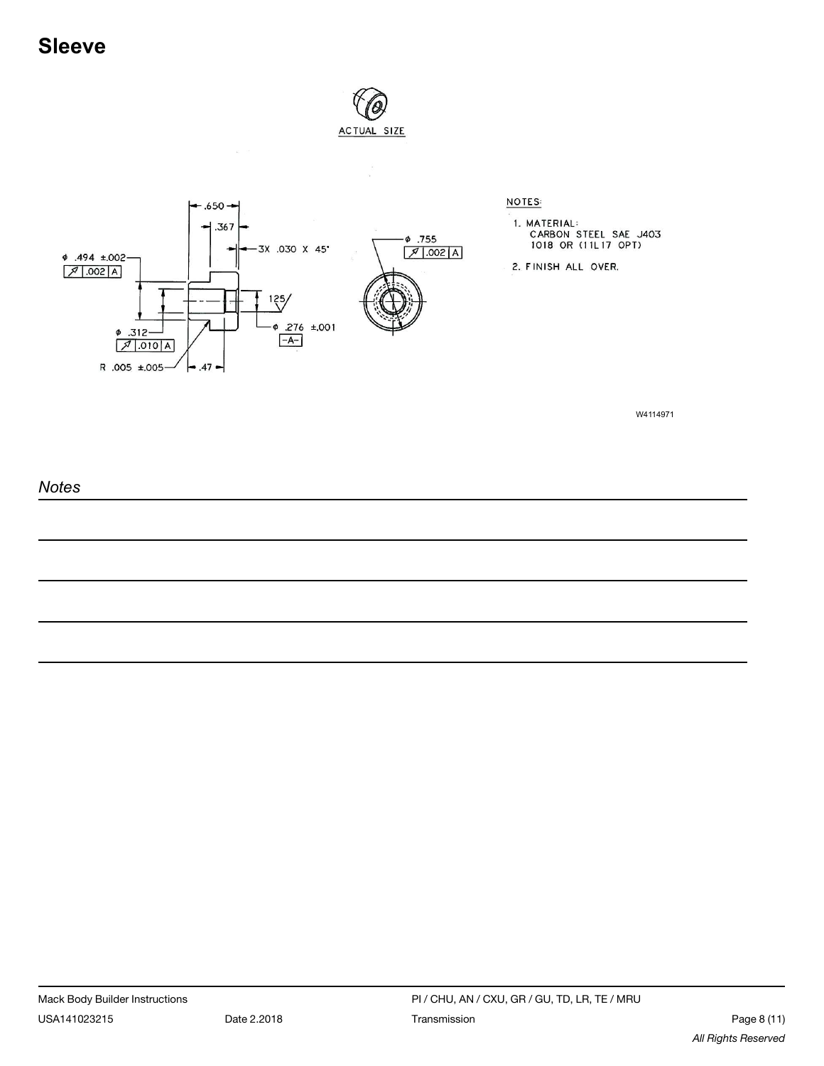# Sleeve

ACTUAL SIZE

.650

.367

3X .030 X 45°

ϕ .494 ±.002

.002 A

ϕ .312

.010 A

R .005 ±.005

.47

125

ϕ .276 ±.001

-A-

ϕ .755

.002 A

NOTES:

1. MATERIAL:
   CARBON STEEL SAE J403
   1018 OR (11L17 OPT)
2. FINISH ALL OVER.

W4114971

*Notes*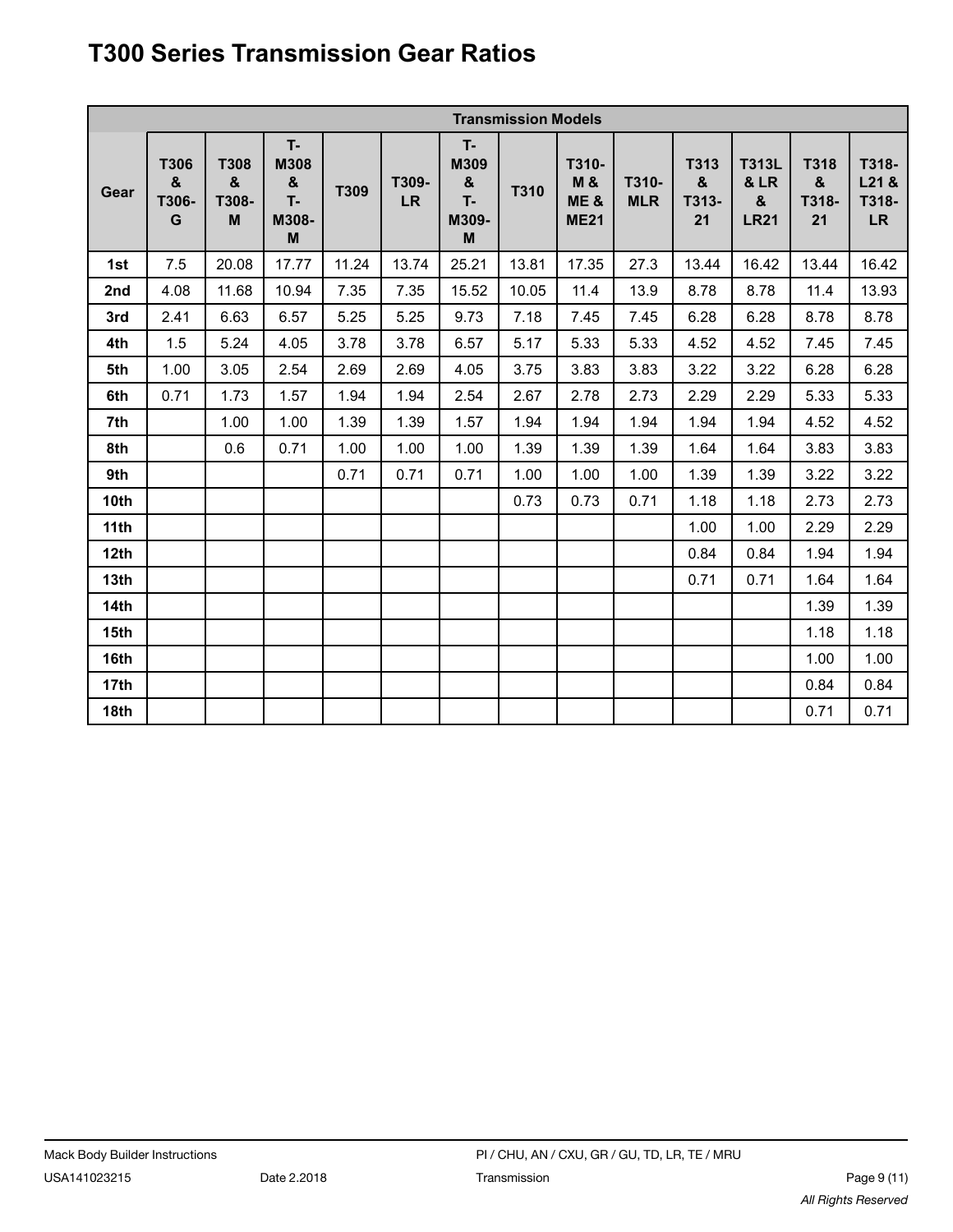# T300 Series Transmission Gear Ratios

| | Transmission Models | | | | | | | | | | | | |
|---|---|---|---|---|---|---|---|---|---|---|---|---|---|
| **Gear** | **T306 & T306-G** | **T308 & T308-M** | **T-M308 & T-M308-M** | **T309** | **T309-LR** | **T-M309 & T-M309-M** | **T310** | **T310-M & ME & ME21** | **T310-MLR** | **T313 & T313-21** | **T313L & LR & LR21** | **T318 & T318-21** | **T318-L21 & T318-LR** |
| **1st** | 7.5 | 20.08 | 17.77 | 11.24 | 13.74 | 25.21 | 13.81 | 17.35 | 27.3 | 13.44 | 16.42 | 13.44 | 16.42 |
| **2nd** | 4.08 | 11.68 | 10.94 | 7.35 | 7.35 | 15.52 | 10.05 | 11.4 | 13.9 | 8.78 | 8.78 | 11.4 | 13.93 |
| **3rd** | 2.41 | 6.63 | 6.57 | 5.25 | 5.25 | 9.73 | 7.18 | 7.45 | 7.45 | 6.28 | 6.28 | 8.78 | 8.78 |
| **4th** | 1.5 | 5.24 | 4.05 | 3.78 | 3.78 | 6.57 | 5.17 | 5.33 | 5.33 | 4.52 | 4.52 | 7.45 | 7.45 |
| **5th** | 1.00 | 3.05 | 2.54 | 2.69 | 2.69 | 4.05 | 3.75 | 3.83 | 3.83 | 3.22 | 3.22 | 6.28 | 6.28 |
| **6th** | 0.71 | 1.73 | 1.57 | 1.94 | 1.94 | 2.54 | 2.67 | 2.78 | 2.73 | 2.29 | 2.29 | 5.33 | 5.33 |
| **7th** | | 1.00 | 1.00 | 1.39 | 1.39 | 1.57 | 1.94 | 1.94 | 1.94 | 1.94 | 1.94 | 4.52 | 4.52 |
| **8th** | | 0.6 | 0.71 | 1.00 | 1.00 | 1.00 | 1.39 | 1.39 | 1.39 | 1.64 | 1.64 | 3.83 | 3.83 |
| **9th** | | | | 0.71 | 0.71 | 0.71 | 1.00 | 1.00 | 1.00 | 1.39 | 1.39 | 3.22 | 3.22 |
| **10th** | | | | | | | 0.73 | 0.73 | 0.71 | 1.18 | 1.18 | 2.73 | 2.73 |
| **11th** | | | | | | | | | | 1.00 | 1.00 | 2.29 | 2.29 |
| **12th** | | | | | | | | | | 0.84 | 0.84 | 1.94 | 1.94 |
| **13th** | | | | | | | | | | 0.71 | 0.71 | 1.64 | 1.64 |
| **14th** | | | | | | | | | | | | 1.39 | 1.39 |
| **15th** | | | | | | | | | | | | 1.18 | 1.18 |
| **16th** | | | | | | | | | | | | 1.00 | 1.00 |
| **17th** | | | | | | | | | | | | 0.84 | 0.84 |
| **18th** | | | | | | | | | | | | 0.71 | 0.71 |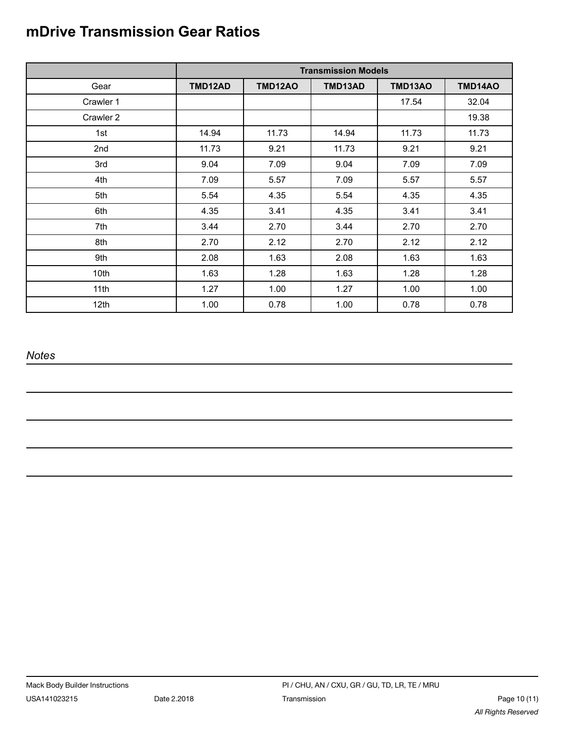# mDrive Transmission Gear Ratios

| | Transmission Models | | | | |
|---|---|---|---|---|---|
| Gear | **TMD12AD** | **TMD12AO** | **TMD13AD** | **TMD13AO** | **TMD14AO** |
| Crawler 1 | | | | 17.54 | 32.04 |
| Crawler 2 | | | | | 19.38 |
| 1st | 14.94 | 11.73 | 14.94 | 11.73 | 11.73 |
| 2nd | 11.73 | 9.21 | 11.73 | 9.21 | 9.21 |
| 3rd | 9.04 | 7.09 | 9.04 | 7.09 | 7.09 |
| 4th | 7.09 | 5.57 | 7.09 | 5.57 | 5.57 |
| 5th | 5.54 | 4.35 | 5.54 | 4.35 | 4.35 |
| 6th | 4.35 | 3.41 | 4.35 | 3.41 | 3.41 |
| 7th | 3.44 | 2.70 | 3.44 | 2.70 | 2.70 |
| 8th | 2.70 | 2.12 | 2.70 | 2.12 | 2.12 |
| 9th | 2.08 | 1.63 | 2.08 | 1.63 | 1.63 |
| 10th | 1.63 | 1.28 | 1.63 | 1.28 | 1.28 |
| 11th | 1.27 | 1.00 | 1.27 | 1.00 | 1.00 |
| 12th | 1.00 | 0.78 | 1.00 | 0.78 | 0.78 |

*Notes*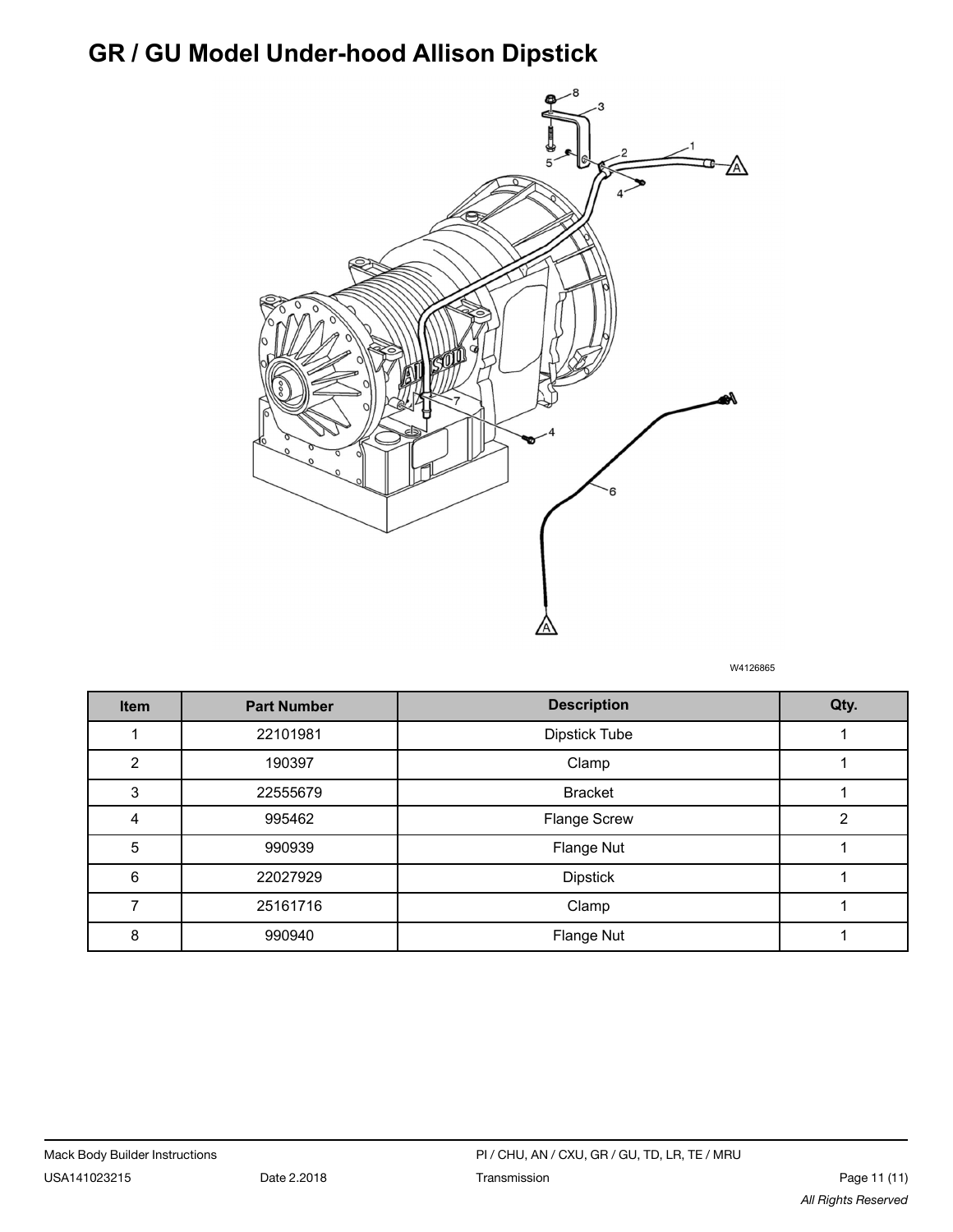# GR / GU Model Under-hood Allison Dipstick

W4126865

| Item | Part Number | Description | Qty. |
|---|---|---|---|
| 1 | 22101981 | Dipstick Tube | 1 |
| 2 | 190397 | Clamp | 1 |
| 3 | 22555679 | Bracket | 1 |
| 4 | 995462 | Flange Screw | 2 |
| 5 | 990939 | Flange Nut | 1 |
| 6 | 22027929 | Dipstick | 1 |
| 7 | 25161716 | Clamp | 1 |
| 8 | 990940 | Flange Nut | 1 |